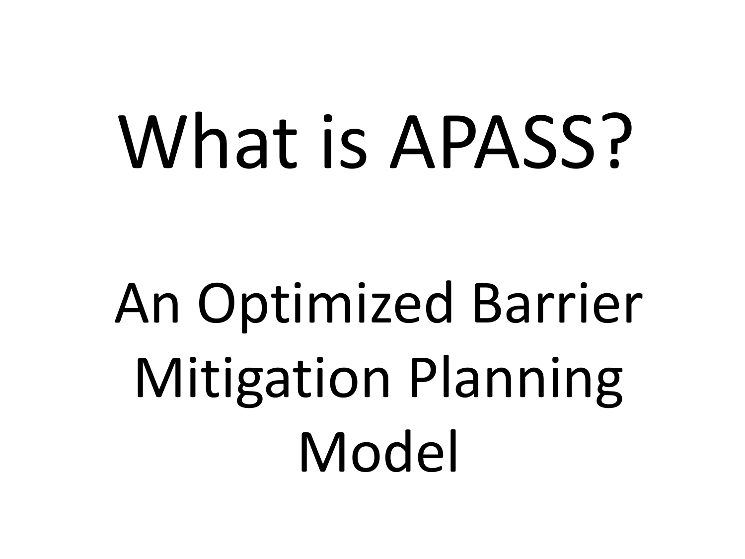# What is APASS?

An Optimized Barrier Mitigation Planning Model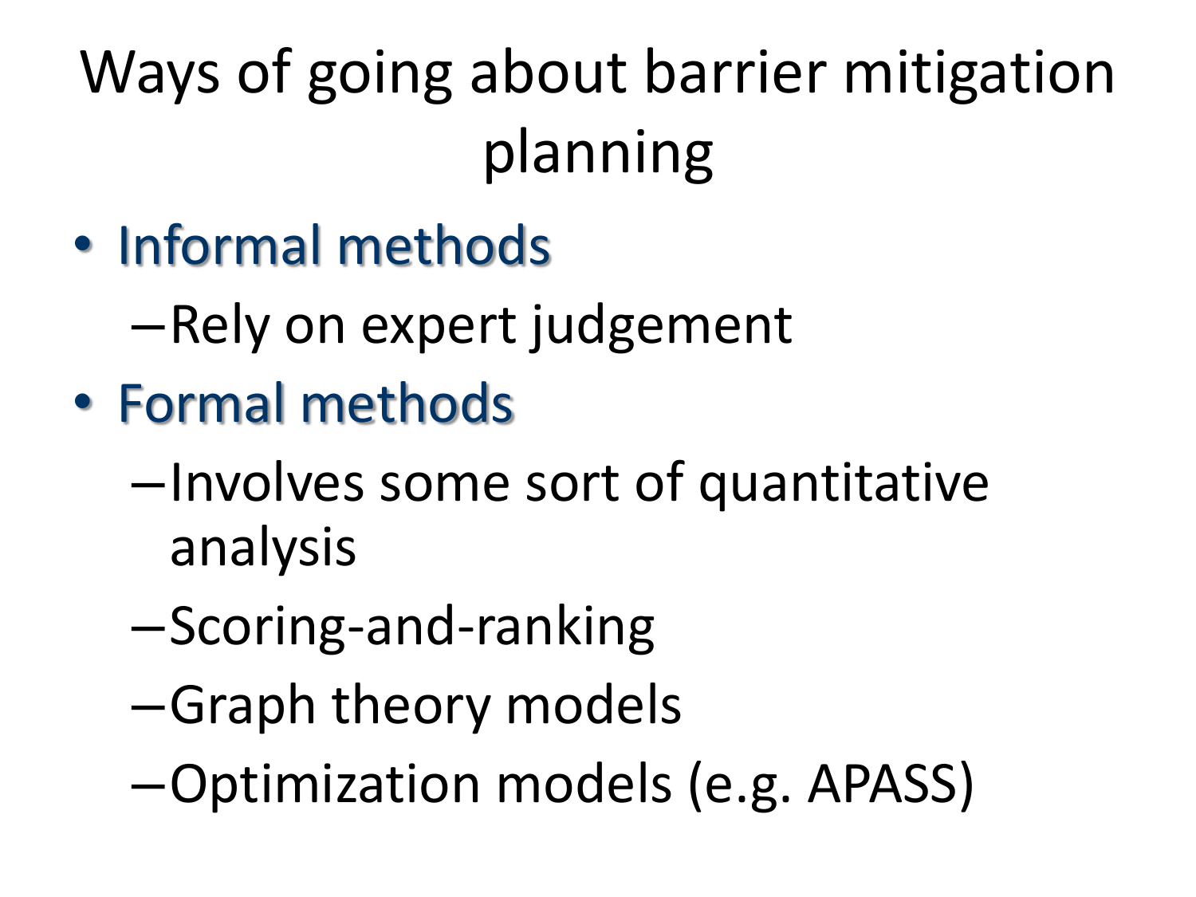# Ways of going about barrier mitigation planning

- Informal methods
  - Rely on expert judgement
- Formal methods
  - Involves some sort of quantitative analysis
  - Scoring-and-ranking
  - Graph theory models
  - Optimization models (e.g. APASS)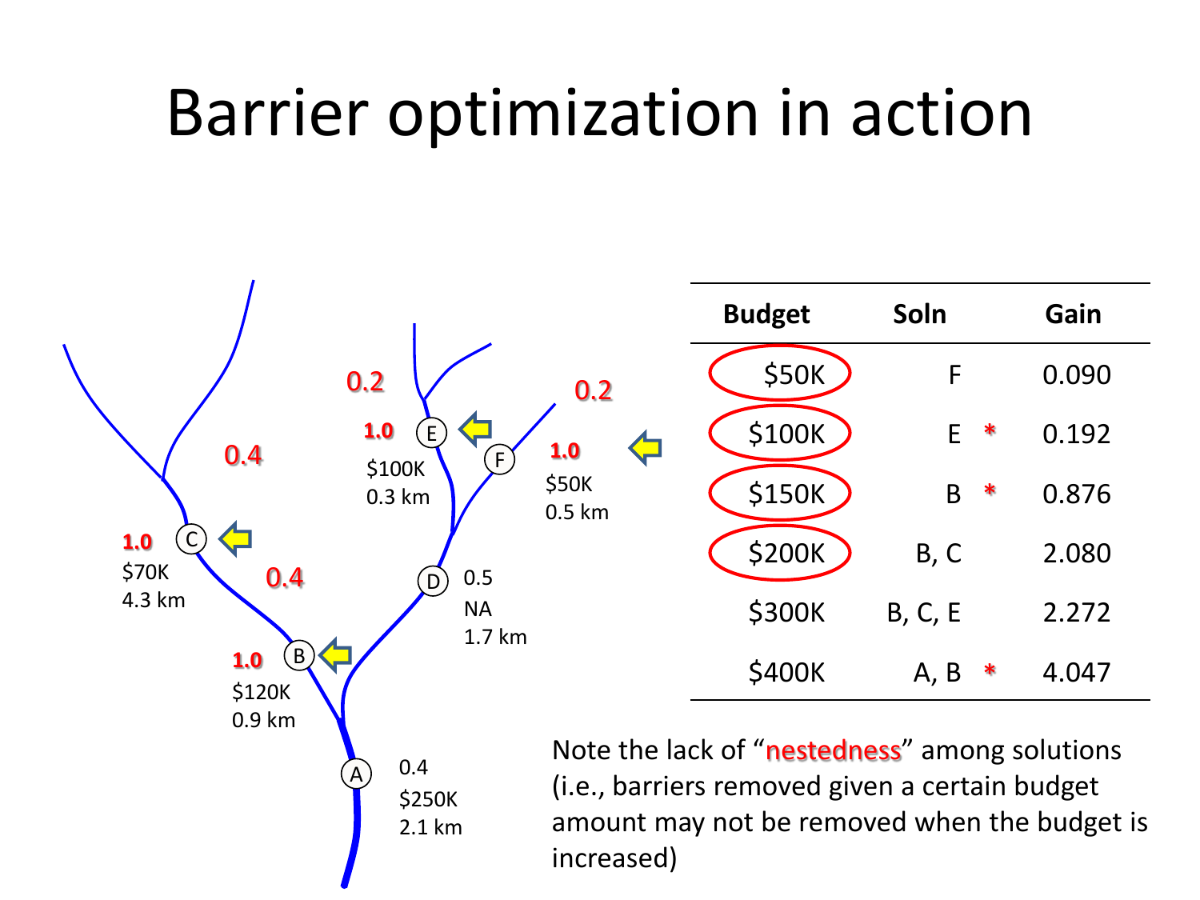# Barrier optimization in action

| Budget | Soln | Gain |
|---|---|---|
| $50K | F | 0.090 |
| $100K | E * | 0.192 |
| $150K | B * | 0.876 |
| $200K | B, C | 2.080 |
| $300K | B, C, E | 2.272 |
| $400K | A, B * | 4.047 |

Note the lack of "nestedness" among solutions (i.e., barriers removed given a certain budget amount may not be removed when the budget is increased)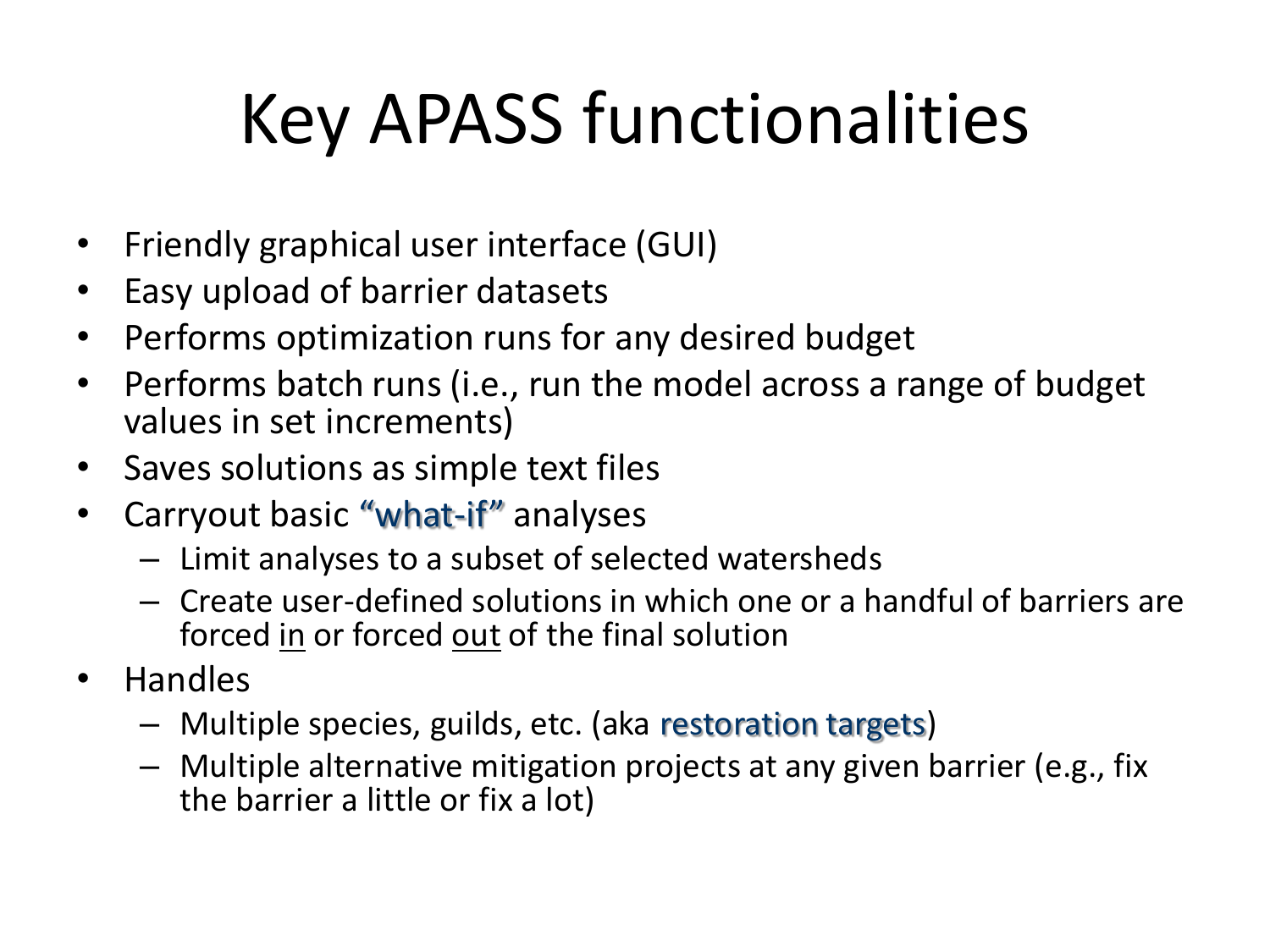# Key APASS functionalities

- Friendly graphical user interface (GUI)
- Easy upload of barrier datasets
- Performs optimization runs for any desired budget
- Performs batch runs (i.e., run the model across a range of budget values in set increments)
- Saves solutions as simple text files
- Carryout basic "what-if" analyses
  - Limit analyses to a subset of selected watersheds
  - Create user-defined solutions in which one or a handful of barriers are forced in or forced out of the final solution
- Handles
  - Multiple species, guilds, etc. (aka restoration targets)
  - Multiple alternative mitigation projects at any given barrier (e.g., fix the barrier a little or fix a lot)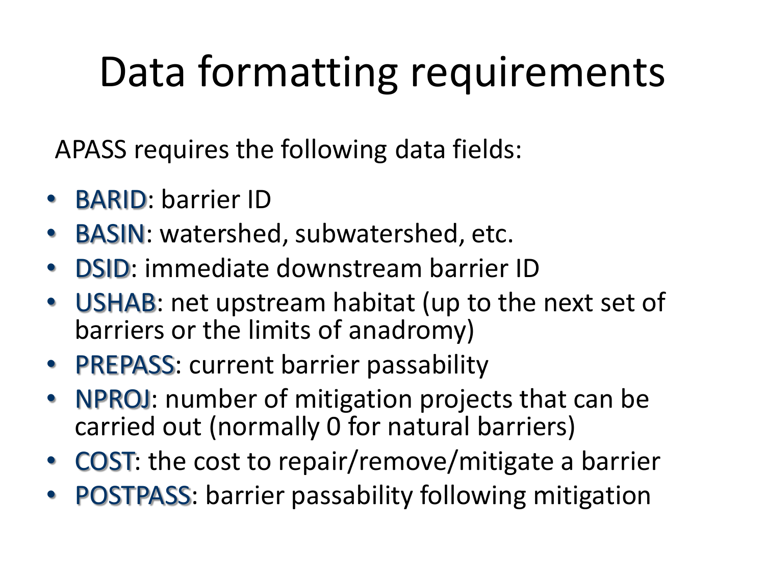# Data formatting requirements

APASS requires the following data fields:

- BARID: barrier ID
- BASIN: watershed, subwatershed, etc.
- DSID: immediate downstream barrier ID
- USHAB: net upstream habitat (up to the next set of barriers or the limits of anadromy)
- PREPASS: current barrier passability
- NPROJ: number of mitigation projects that can be carried out (normally 0 for natural barriers)
- COST: the cost to repair/remove/mitigate a barrier
- POSTPASS: barrier passability following mitigation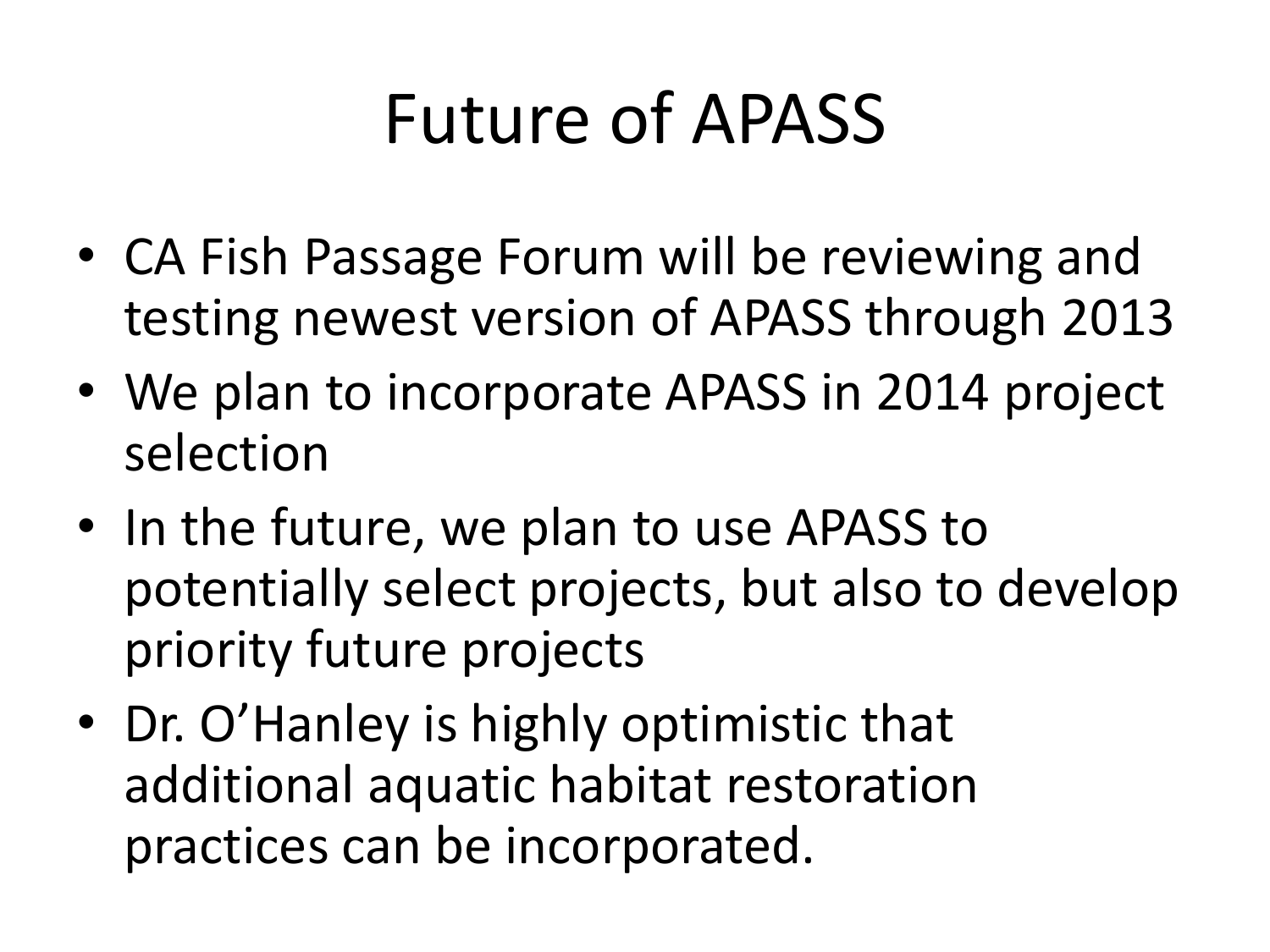# Future of APASS

- CA Fish Passage Forum will be reviewing and testing newest version of APASS through 2013
- We plan to incorporate APASS in 2014 project selection
- In the future, we plan to use APASS to potentially select projects, but also to develop priority future projects
- Dr. O'Hanley is highly optimistic that additional aquatic habitat restoration practices can be incorporated.